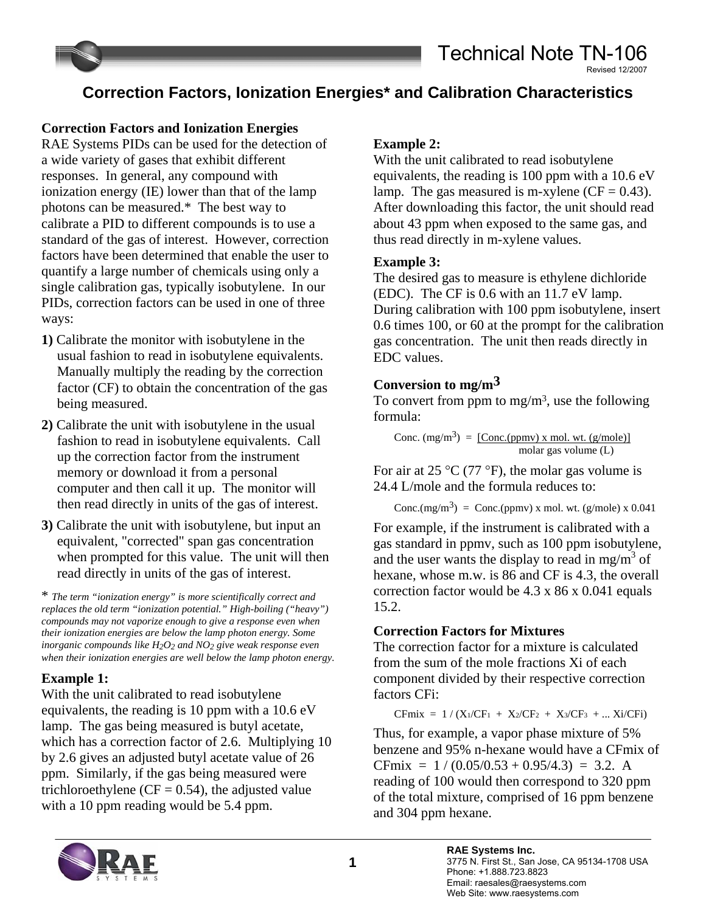# Technical Note TN-106

Revised 12/2007

## Correction Factors, Ionization Energies* and Calibration Characteristics

### Correction Factors and Ionization Energies

RAE Systems PIDs can be used for the detection of a wide variety of gases that exhibit different responses. In general, any compound with ionization energy (IE) lower than that of the lamp photons can be measured.* The best way to calibrate a PID to different compounds is to use a standard of the gas of interest. However, correction factors have been determined that enable the user to quantify a large number of chemicals using only a single calibration gas, typically isobutylene. In our PIDs, correction factors can be used in one of three ways:

**1)** Calibrate the monitor with isobutylene in the usual fashion to read in isobutylene equivalents. Manually multiply the reading by the correction factor (CF) to obtain the concentration of the gas being measured.

**2)** Calibrate the unit with isobutylene in the usual fashion to read in isobutylene equivalents. Call up the correction factor from the instrument memory or download it from a personal computer and then call it up. The monitor will then read directly in units of the gas of interest.

**3)** Calibrate the unit with isobutylene, but input an equivalent, "corrected" span gas concentration when prompted for this value. The unit will then read directly in units of the gas of interest.

\* *The term "ionization energy" is more scientifically correct and replaces the old term "ionization potential." High-boiling ("heavy") compounds may not vaporize enough to give a response even when their ionization energies are below the lamp photon energy. Some inorganic compounds like $H_2O_2$ and $NO_2$ give weak response even when their ionization energies are well below the lamp photon energy.*

### Example 1:

With the unit calibrated to read isobutylene equivalents, the reading is 10 ppm with a 10.6 eV lamp. The gas being measured is butyl acetate, which has a correction factor of 2.6. Multiplying 10 by 2.6 gives an adjusted butyl acetate value of 26 ppm. Similarly, if the gas being measured were trichloroethylene (CF = 0.54), the adjusted value with a 10 ppm reading would be 5.4 ppm.

### Example 2:

With the unit calibrated to read isobutylene equivalents, the reading is 100 ppm with a 10.6 eV lamp. The gas measured is m-xylene (CF = 0.43). After downloading this factor, the unit should read about 43 ppm when exposed to the same gas, and thus read directly in m-xylene values.

### Example 3:

The desired gas to measure is ethylene dichloride (EDC). The CF is 0.6 with an 11.7 eV lamp. During calibration with 100 ppm isobutylene, insert 0.6 times 100, or 60 at the prompt for the calibration gas concentration. The unit then reads directly in EDC values.

### Conversion to mg/m$^3$

To convert from ppm to mg/m$^3$, use the following formula:

$$\text{Conc. (mg/m}^3) = \frac{[\text{Conc.(ppmv) x mol. wt. (g/mole)}]}{\text{molar gas volume (L)}}$$

For air at 25 °C (77 °F), the molar gas volume is 24.4 L/mole and the formula reduces to:

$$\text{Conc.(mg/m}^3) = \text{Conc.(ppmv) x mol. wt. (g/mole) x 0.041}$$

For example, if the instrument is calibrated with a gas standard in ppmv, such as 100 ppm isobutylene, and the user wants the display to read in mg/m$^3$ of hexane, whose m.w. is 86 and CF is 4.3, the overall correction factor would be 4.3 x 86 x 0.041 equals 15.2.

### Correction Factors for Mixtures

The correction factor for a mixture is calculated from the sum of the mole fractions Xi of each component divided by their respective correction factors CFi:

$$CF_{mix} = 1 / (X_1/CF_1 + X_2/CF_2 + X_3/CF_3 + ... X_i/CF_i)$$

Thus, for example, a vapor phase mixture of 5% benzene and 95% n-hexane would have a CFmix of CFmix = 1 / (0.05/0.53 + 0.95/4.3) = 3.2. A reading of 100 would then correspond to 320 ppm of the total mixture, comprised of 16 ppm benzene and 304 ppm hexane.

**RAE Systems Inc.**
3775 N. First St., San Jose, CA 95134-1708 USA
Phone: +1.888.723.8823
Email: raesales@raesystems.com
Web Site: www.raesystems.com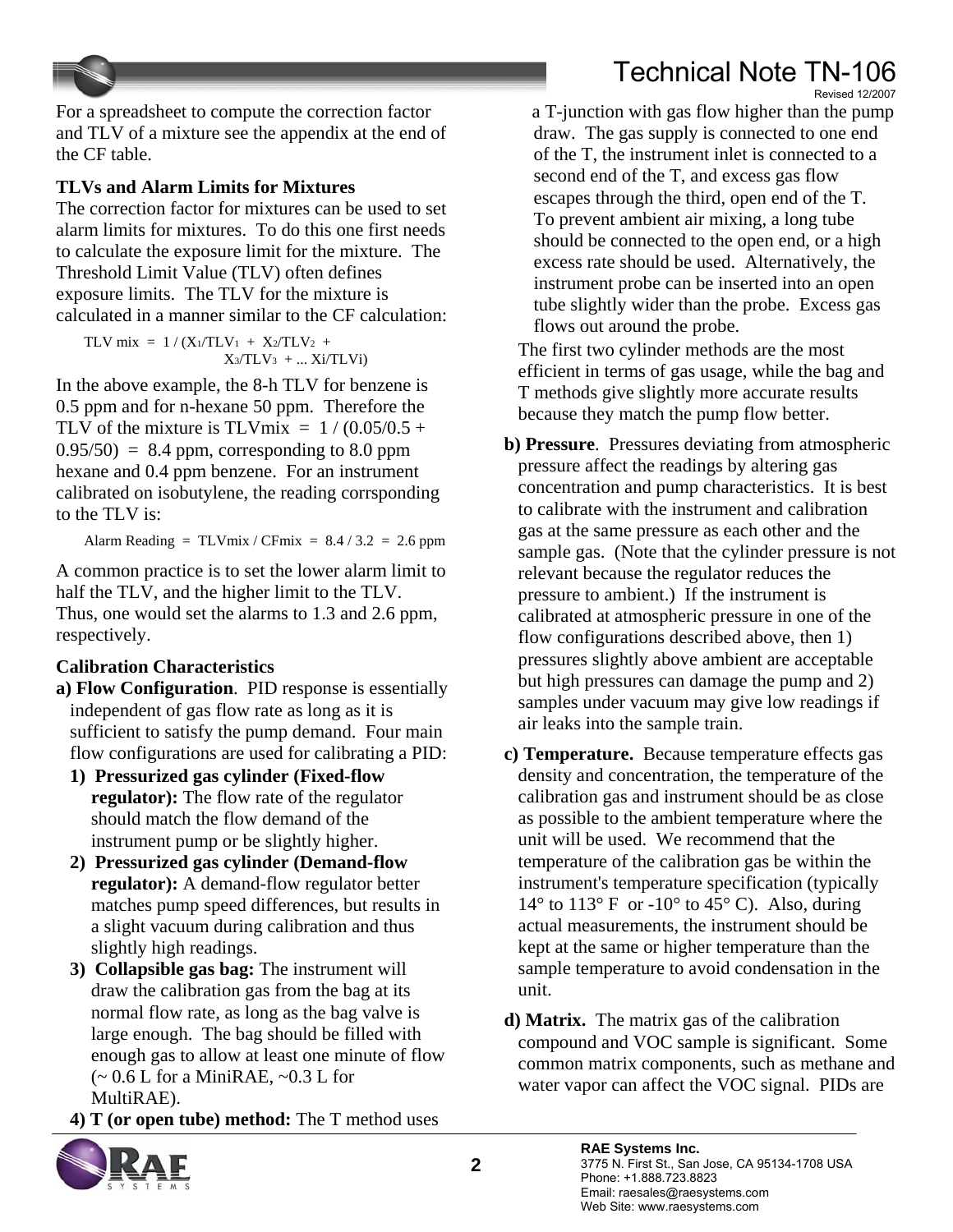For a spreadsheet to compute the correction factor and TLV of a mixture see the appendix at the end of the CF table.

**TLVs and Alarm Limits for Mixtures**

The correction factor for mixtures can be used to set alarm limits for mixtures. To do this one first needs to calculate the exposure limit for the mixture. The Threshold Limit Value (TLV) often defines exposure limits. The TLV for the mixture is calculated in a manner similar to the CF calculation:

$$TLV\ mix = 1 / (X_1/TLV_1 + X_2/TLV_2 + X_3/TLV_3 + ... X_i/TLV_i)$$

In the above example, the 8-h TLV for benzene is 0.5 ppm and for n-hexane 50 ppm. Therefore the TLV of the mixture is TLVmix = 1 / (0.05/0.5 + 0.95/50) = 8.4 ppm, corresponding to 8.0 ppm hexane and 0.4 ppm benzene. For an instrument calibrated on isobutylene, the reading corrsponding to the TLV is:

$$\text{Alarm Reading} = TLVmix / CFmix = 8.4 / 3.2 = 2.6 \text{ ppm}$$

A common practice is to set the lower alarm limit to half the TLV, and the higher limit to the TLV. Thus, one would set the alarms to 1.3 and 2.6 ppm, respectively.

**Calibration Characteristics**

**a) Flow Configuration**. PID response is essentially independent of gas flow rate as long as it is sufficient to satisfy the pump demand. Four main flow configurations are used for calibrating a PID:

1) **Pressurized gas cylinder (Fixed-flow regulator):** The flow rate of the regulator should match the flow demand of the instrument pump or be slightly higher.
2) **Pressurized gas cylinder (Demand-flow regulator):** A demand-flow regulator better matches pump speed differences, but results in a slight vacuum during calibration and thus slightly high readings.
3) **Collapsible gas bag:** The instrument will draw the calibration gas from the bag at its normal flow rate, as long as the bag valve is large enough. The bag should be filled with enough gas to allow at least one minute of flow (~ 0.6 L for a MiniRAE, ~0.3 L for MultiRAE).
4) **T (or open tube) method:** The T method uses a T-junction with gas flow higher than the pump draw. The gas supply is connected to one end of the T, the instrument inlet is connected to a second end of the T, and excess gas flow escapes through the third, open end of the T. To prevent ambient air mixing, a long tube should be connected to the open end, or a high excess rate should be used. Alternatively, the instrument probe can be inserted into an open tube slightly wider than the probe. Excess gas flows out around the probe.

The first two cylinder methods are the most efficient in terms of gas usage, while the bag and T methods give slightly more accurate results because they match the pump flow better.

**b) Pressure**. Pressures deviating from atmospheric pressure affect the readings by altering gas concentration and pump characteristics. It is best to calibrate with the instrument and calibration gas at the same pressure as each other and the sample gas. (Note that the cylinder pressure is not relevant because the regulator reduces the pressure to ambient.) If the instrument is calibrated at atmospheric pressure in one of the flow configurations described above, then 1) pressures slightly above ambient are acceptable but high pressures can damage the pump and 2) samples under vacuum may give low readings if air leaks into the sample train.

**c) Temperature.** Because temperature effects gas density and concentration, the temperature of the calibration gas and instrument should be as close as possible to the ambient temperature where the unit will be used. We recommend that the temperature of the calibration gas be within the instrument's temperature specification (typically 14° to 113° F or -10° to 45° C). Also, during actual measurements, the instrument should be kept at the same or higher temperature than the sample temperature to avoid condensation in the unit.

**d) Matrix.** The matrix gas of the calibration compound and VOC sample is significant. Some common matrix components, such as methane and water vapor can affect the VOC signal. PIDs are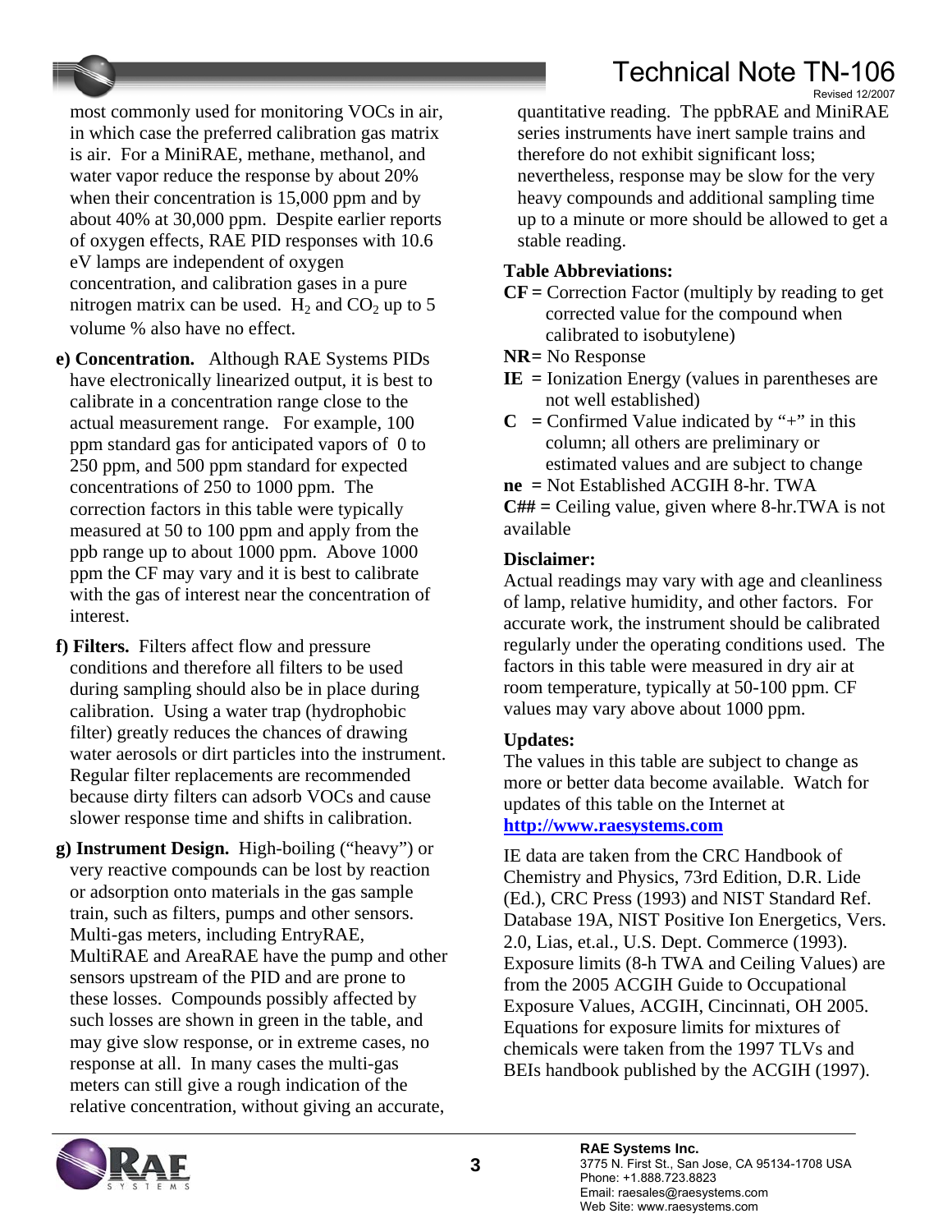most commonly used for monitoring VOCs in air, in which case the preferred calibration gas matrix is air. For a MiniRAE, methane, methanol, and water vapor reduce the response by about 20% when their concentration is 15,000 ppm and by about 40% at 30,000 ppm. Despite earlier reports of oxygen effects, RAE PID responses with 10.6 eV lamps are independent of oxygen concentration, and calibration gases in a pure nitrogen matrix can be used. $H_2$ and $CO_2$ up to 5 volume % also have no effect.

**e) Concentration.** Although RAE Systems PIDs have electronically linearized output, it is best to calibrate in a concentration range close to the actual measurement range. For example, 100 ppm standard gas for anticipated vapors of 0 to 250 ppm, and 500 ppm standard for expected concentrations of 250 to 1000 ppm. The correction factors in this table were typically measured at 50 to 100 ppm and apply from the ppb range up to about 1000 ppm. Above 1000 ppm the CF may vary and it is best to calibrate with the gas of interest near the concentration of interest.

**f) Filters.** Filters affect flow and pressure conditions and therefore all filters to be used during sampling should also be in place during calibration. Using a water trap (hydrophobic filter) greatly reduces the chances of drawing water aerosols or dirt particles into the instrument. Regular filter replacements are recommended because dirty filters can adsorb VOCs and cause slower response time and shifts in calibration.

**g) Instrument Design.** High-boiling ("heavy") or very reactive compounds can be lost by reaction or adsorption onto materials in the gas sample train, such as filters, pumps and other sensors. Multi-gas meters, including EntryRAE, MultiRAE and AreaRAE have the pump and other sensors upstream of the PID and are prone to these losses. Compounds possibly affected by such losses are shown in green in the table, and may give slow response, or in extreme cases, no response at all. In many cases the multi-gas meters can still give a rough indication of the relative concentration, without giving an accurate, quantitative reading. The ppbRAE and MiniRAE series instruments have inert sample trains and therefore do not exhibit significant loss; nevertheless, response may be slow for the very heavy compounds and additional sampling time up to a minute or more should be allowed to get a stable reading.

**Table Abbreviations:**

**CF** = Correction Factor (multiply by reading to get corrected value for the compound when calibrated to isobutylene)

**NR** = No Response

**IE** = Ionization Energy (values in parentheses are not well established)

**C** = Confirmed Value indicated by "+" in this column; all others are preliminary or estimated values and are subject to change

**ne** = Not Established ACGIH 8-hr. TWA

**C##** = Ceiling value, given where 8-hr.TWA is not available

**Disclaimer:**

Actual readings may vary with age and cleanliness of lamp, relative humidity, and other factors. For accurate work, the instrument should be calibrated regularly under the operating conditions used. The factors in this table were measured in dry air at room temperature, typically at 50-100 ppm. CF values may vary above about 1000 ppm.

**Updates:**

The values in this table are subject to change as more or better data become available. Watch for updates of this table on the Internet at **http://www.raesystems.com**

IE data are taken from the CRC Handbook of Chemistry and Physics, 73rd Edition, D.R. Lide (Ed.), CRC Press (1993) and NIST Standard Ref. Database 19A, NIST Positive Ion Energetics, Vers. 2.0, Lias, et.al., U.S. Dept. Commerce (1993). Exposure limits (8-h TWA and Ceiling Values) are from the 2005 ACGIH Guide to Occupational Exposure Values, ACGIH, Cincinnati, OH 2005. Equations for exposure limits for mixtures of chemicals were taken from the 1997 TLVs and BEIs handbook published by the ACGIH (1997).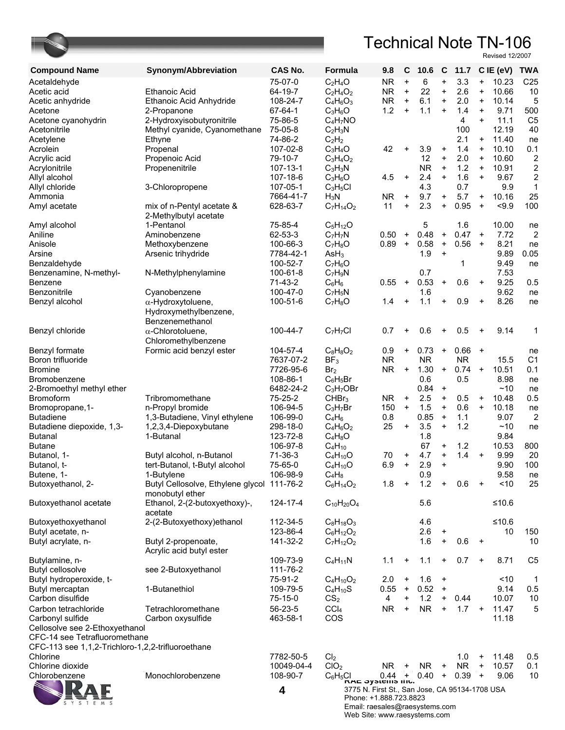# Technical Note TN-106

Revised 12/2007

| Compound Name | Synonym/Abbreviation | CAS No. | Formula | 9.8 | C | 10.6 | C | 11.7 | C | IE (eV) | TWA |
|---|---|---|---|---|---|---|---|---|---|---|---|
| Acetaldehyde | | 75-07-0 | $C_2H_4O$ | NR | + | 6 | + | 3.3 | + | 10.23 | C25 |
| Acetic acid | Ethanoic Acid | 64-19-7 | $C_2H_4O_2$ | NR | + | 22 | + | 2.6 | + | 10.66 | 10 |
| Acetic anhydride | Ethanoic Acid Anhydride | 108-24-7 | $C_4H_6O_3$ | NR | + | 6.1 | + | 2.0 | + | 10.14 | 5 |
| Acetone | 2-Propanone | 67-64-1 | $C_3H_6O$ | 1.2 | + | 1.1 | + | 1.4 | + | 9.71 | 500 |
| Acetone cyanohydrin | 2-Hydroxyisobutyronitrile | 75-86-5 | $C_4H_7NO$ | | | | | 4 | + | 11.1 | C5 |
| Acetonitrile | Methyl cyanide, Cyanomethane | 75-05-8 | $C_2H_3N$ | | | | | 100 | | 12.19 | 40 |
| Acetylene | Ethyne | 74-86-2 | $C_2H_2$ | | | | | 2.1 | + | 11.40 | ne |
| Acrolein | Propenal | 107-02-8 | $C_3H_4O$ | 42 | + | 3.9 | + | 1.4 | + | 10.10 | 0.1 |
| Acrylic acid | Propenoic Acid | 79-10-7 | $C_3H_4O_2$ | | | 12 | + | 2.0 | + | 10.60 | 2 |
| Acrylonitrile | Propenenitrile | 107-13-1 | $C_3H_3N$ | | | NR | + | 1.2 | + | 10.91 | 2 |
| Allyl alcohol | | 107-18-6 | $C_3H_6O$ | 4.5 | + | 2.4 | + | 1.6 | + | 9.67 | 2 |
| Allyl chloride | 3-Chloropropene | 107-05-1 | $C_3H_5Cl$ | | | 4.3 | | 0.7 | | 9.9 | 1 |
| Ammonia | | 7664-41-7 | $H_3N$ | NR | + | 9.7 | + | 5.7 | + | 10.16 | 25 |
| Amyl acetate | mix of n-Pentyl acetate & 2-Methylbutyl acetate | 628-63-7 | $C_7H_{14}O_2$ | 11 | + | 2.3 | + | 0.95 | + | <9.9 | 100 |
| Amyl alcohol | 1-Pentanol | 75-85-4 | $C_5H_{12}O$ | | | 5 | | 1.6 | | 10.00 | ne |
| Aniline | Aminobenzene | 62-53-3 | $C_7H_7N$ | 0.50 | + | 0.48 | + | 0.47 | + | 7.72 | 2 |
| Anisole | Methoxybenzene | 100-66-3 | $C_7H_8O$ | 0.89 | + | 0.58 | + | 0.56 | + | 8.21 | ne |
| Arsine | Arsenic trihydride | 7784-42-1 | $AsH_3$ | | | 1.9 | + | | | 9.89 | 0.05 |
| Benzaldehyde | | 100-52-7 | $C_7H_6O$ | | | | | 1 | | 9.49 | ne |
| Benzenamine, N-methyl- | N-Methylphenylamine | 100-61-8 | $C_7H_9N$ | | | 0.7 | | | | 7.53 | |
| Benzene | | 71-43-2 | $C_6H_6$ | 0.55 | + | 0.53 | + | 0.6 | + | 9.25 | 0.5 |
| Benzonitrile | Cyanobenzene | 100-47-0 | $C_7H_5N$ | | | 1.6 | | | | 9.62 | ne |
| Benzyl alcohol | $\alpha$-Hydroxytoluene, Hydroxymethylbenzene, Benzenemethanol | 100-51-6 | $C_7H_8O$ | 1.4 | + | 1.1 | + | 0.9 | + | 8.26 | ne |
| Benzyl chloride | $\alpha$-Chlorotoluene, Chloromethylbenzene | 100-44-7 | $C_7H_7Cl$ | 0.7 | + | 0.6 | + | 0.5 | + | 9.14 | 1 |
| Benzyl formate | Formic acid benzyl ester | 104-57-4 | $C_8H_8O_2$ | 0.9 | + | 0.73 | + | 0.66 | + | | ne |
| Boron trifluoride | | 7637-07-2 | $BF_3$ | NR | | NR | | NR | | 15.5 | C1 |
| Bromine | | 7726-95-6 | $Br_2$ | NR | + | 1.30 | + | 0.74 | + | 10.51 | 0.1 |
| Bromobenzene | | 108-86-1 | $C_6H_5Br$ | | | 0.6 | | 0.5 | | 8.98 | ne |
| 2-Bromoethyl methyl ether | | 6482-24-2 | $C_3H_7OBr$ | | | 0.84 | + | | | ~10 | ne |
| Bromoform | Tribromomethane | 75-25-2 | $CHBr_3$ | NR | + | 2.5 | + | 0.5 | + | 10.48 | 0.5 |
| Bromopropane,1- | n-Propyl bromide | 106-94-5 | $C_3H_7Br$ | 150 | + | 1.5 | + | 0.6 | + | 10.18 | ne |
| Butadiene | 1,3-Butadiene, Vinyl ethylene | 106-99-0 | $C_4H_6$ | 0.8 | | 0.85 | + | 1.1 | | 9.07 | 2 |
| Butadiene diepoxide, 1,3- | 1,2,3,4-Diepoxybutane | 298-18-0 | $C_4H_6O_2$ | 25 | + | 3.5 | + | 1.2 | | ~10 | ne |
| Butanal | 1-Butanal | 123-72-8 | $C_4H_8O$ | | | 1.8 | | | | 9.84 | |
| Butane | | 106-97-8 | $C_4H_{10}$ | | | 67 | + | 1.2 | | 10.53 | 800 |
| Butanol, 1- | Butyl alcohol, n-Butanol | 71-36-3 | $C_4H_{10}O$ | 70 | + | 4.7 | + | 1.4 | + | 9.99 | 20 |
| Butanol, t- | tert-Butanol, t-Butyl alcohol | 75-65-0 | $C_4H_{10}O$ | 6.9 | + | 2.9 | + | | | 9.90 | 100 |
| Butene, 1- | 1-Butylene | 106-98-9 | $C_4H_8$ | | | 0.9 | | | | 9.58 | ne |
| Butoxyethanol, 2- | Butyl Cellosolve, Ethylene glycol monobutyl ether | 111-76-2 | $C_6H_{14}O_2$ | 1.8 | + | 1.2 | + | 0.6 | + | <10 | 25 |
| Butoxyethanol acetate | Ethanol, 2-(2-butoxyethoxy)-, acetate | 124-17-4 | $C_{10}H_{20}O_4$ | | | 5.6 | | | | ≤10.6 | |
| Butoxyethoxyethanol | 2-(2-Butoxyethoxy)ethanol | 112-34-5 | $C_8H_{18}O_3$ | | | 4.6 | | | | ≤10.6 | |
| Butyl acetate, n- | | 123-86-4 | $C_6H_{12}O_2$ | | | 2.6 | + | | | 10 | 150 |
| Butyl acrylate, n- | Butyl 2-propenoate, Acrylic acid butyl ester | 141-32-2 | $C_7H_{12}O_2$ | | | 1.6 | + | 0.6 | + | | 10 |
| Butylamine, n- | | 109-73-9 | $C_4H_{11}N$ | 1.1 | + | 1.1 | + | 0.7 | + | 8.71 | C5 |
| Butyl cellosolve | see 2-Butoxyethanol | 111-76-2 | | | | | | | | | |
| Butyl hydroperoxide, t- | | 75-91-2 | $C_4H_{10}O_2$ | 2.0 | + | 1.6 | + | | | <10 | 1 |
| Butyl mercaptan | 1-Butanethiol | 109-79-5 | $C_4H_{10}S$ | 0.55 | + | 0.52 | + | | | 9.14 | 0.5 |
| Carbon disulfide | | 75-15-0 | $CS_2$ | 4 | + | 1.2 | + | 0.44 | | 10.07 | 10 |
| Carbon tetrachloride | Tetrachloromethane | 56-23-5 | $CCl_4$ | NR | + | NR | + | 1.7 | + | 11.47 | 5 |
| Carbonyl sulfide | Carbon oxysulfide | 463-58-1 | COS | | | | | | | 11.18 | |
| Cellosolve see 2-Ethoxyethanol | | | | | | | | | | | |
| CFC-14 see Tetrafluoromethane | | | | | | | | | | | |
| CFC-113 see 1,1,2-Trichloro-1,2,2-trifluoroethane | | | | | | | | | | | |
| Chlorine | | 7782-50-5 | $Cl_2$ | | | | | 1.0 | + | 11.48 | 0.5 |
| Chlorine dioxide | | 10049-04-4 | $ClO_2$ | NR | + | NR | + | NR | + | 10.57 | 0.1 |
| Chlorobenzene | Monochlorobenzene | 108-90-7 | $C_6H_5Cl$ | 0.44 | + | 0.40 | + | 0.39 | + | 9.06 | 10 |

RAE Systems Inc.
3775 N. First St., San Jose, CA 95134-1708 USA
Phone: +1.888.723.8823
Email: raesales@raesystems.com
Web Site: www.raesystems.com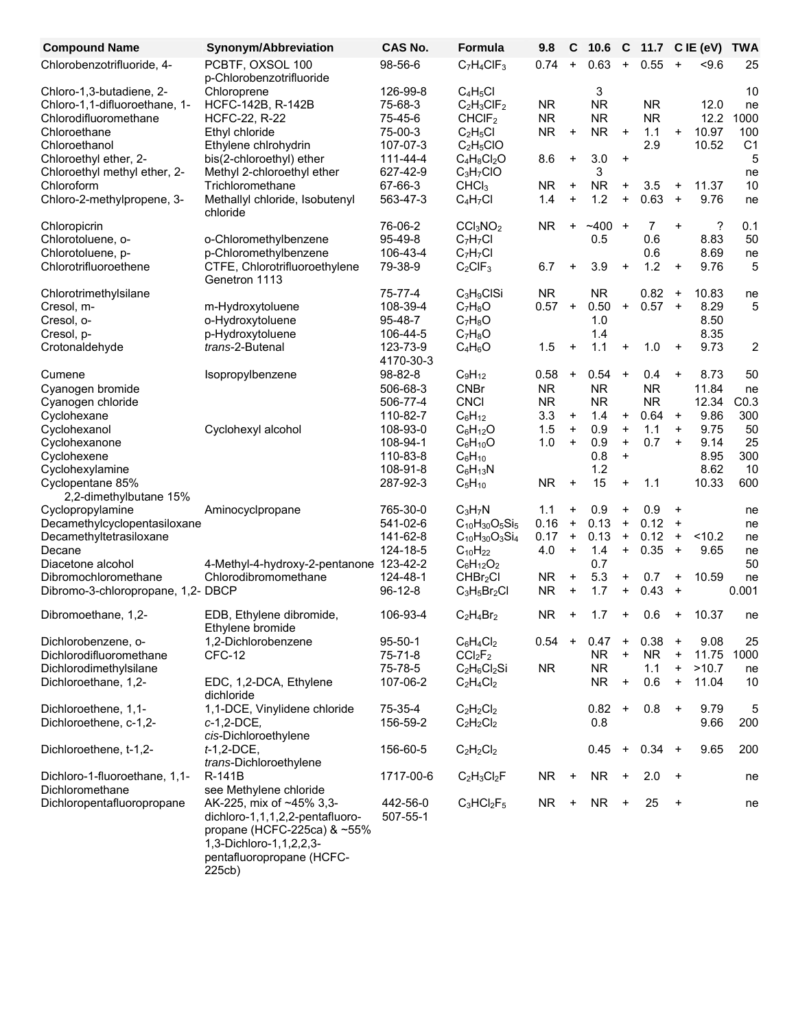| Compound Name | Synonym/Abbreviation | CAS No. | Formula | 9.8 | C | 10.6 | C | 11.7 | C | IE (eV) | TWA |
|---|---|---|---|---|---|---|---|---|---|---|---|
| Chlorobenzotrifluoride, 4- | PCBTF, OXSOL 100 p-Chlorobenzotrifluoride | 98-56-6 | $C_7H_4ClF_3$ | 0.74 | + | 0.63 | + | 0.55 | + | <9.6 | 25 |
| Chloro-1,3-butadiene, 2- | Chloroprene | 126-99-8 | $C_4H_5Cl$ | | | 3 | | | | | 10 |
| Chloro-1,1-difluoroethane, 1- | HCFC-142B, R-142B | 75-68-3 | $C_2H_3ClF_2$ | NR | | NR | | NR | | 12.0 | ne |
| Chlorodifluoromethane | HCFC-22, R-22 | 75-45-6 | $CHClF_2$ | NR | | NR | | NR | | 12.2 | 1000 |
| Chloroethane | Ethyl chloride | 75-00-3 | $C_2H_5Cl$ | NR | + | NR | + | 1.1 | + | 10.97 | 100 |
| Chloroethanol | Ethylene chlrohydrin | 107-07-3 | $C_2H_5ClO$ | | | | | 2.9 | | 10.52 | C1 |
| Chloroethyl ether, 2- | bis(2-chloroethyl) ether | 111-44-4 | $C_4H_8Cl_2O$ | 8.6 | + | 3.0 | + | | | | 5 |
| Chloroethyl methyl ether, 2- | Methyl 2-chloroethyl ether | 627-42-9 | $C_3H_7ClO$ | | | 3 | | | | | ne |
| Chloroform | Trichloromethane | 67-66-3 | $CHCl_3$ | NR | + | NR | + | 3.5 | + | 11.37 | 10 |
| Chloro-2-methylpropene, 3- | Methallyl chloride, Isobutenyl chloride | 563-47-3 | $C_4H_7Cl$ | 1.4 | + | 1.2 | + | 0.63 | + | 9.76 | ne |
| Chloropicrin | | 76-06-2 | $CCl_3NO_2$ | NR | + | ~400 | + | 7 | + | ? | 0.1 |
| Chlorotoluene, o- | o-Chloromethylbenzene | 95-49-8 | $C_7H_7Cl$ | | | 0.5 | | 0.6 | | 8.83 | 50 |
| Chlorotoluene, p- | p-Chloromethylbenzene | 106-43-4 | $C_7H_7Cl$ | | | | | 0.6 | | 8.69 | ne |
| Chlorotrifluoroethene | CTFE, Chlorotrifluoroethylene Genetron 1113 | 79-38-9 | $C_2ClF_3$ | 6.7 | + | 3.9 | + | 1.2 | + | 9.76 | 5 |
| Chlorotrimethylsilane | | 75-77-4 | $C_3H_9ClSi$ | NR | | NR | | 0.82 | + | 10.83 | ne |
| Cresol, m- | m-Hydroxytoluene | 108-39-4 | $C_7H_8O$ | 0.57 | + | 0.50 | + | 0.57 | + | 8.29 | 5 |
| Cresol, o- | o-Hydroxytoluene | 95-48-7 | $C_7H_8O$ | | | 1.0 | | | | 8.50 | |
| Cresol, p- | p-Hydroxytoluene | 106-44-5 | $C_7H_8O$ | | | 1.4 | | | | 8.35 | |
| Crotonaldehyde | *trans*-2-Butenal | 123-73-9 4170-30-3 | $C_4H_6O$ | 1.5 | + | 1.1 | + | 1.0 | + | 9.73 | 2 |
| Cumene | Isopropylbenzene | 98-82-8 | $C_9H_{12}$ | 0.58 | + | 0.54 | + | 0.4 | + | 8.73 | 50 |
| Cyanogen bromide | | 506-68-3 | CNBr | NR | | NR | | NR | | 11.84 | ne |
| Cyanogen chloride | | 506-77-4 | CNCl | NR | | NR | | NR | | 12.34 | C0.3 |
| Cyclohexane | | 110-82-7 | $C_6H_{12}$ | 3.3 | + | 1.4 | + | 0.64 | + | 9.86 | 300 |
| Cyclohexanol | Cyclohexyl alcohol | 108-93-0 | $C_6H_{12}O$ | 1.5 | + | 0.9 | + | 1.1 | + | 9.75 | 50 |
| Cyclohexanone | | 108-94-1 | $C_6H_{10}O$ | 1.0 | + | 0.9 | + | 0.7 | + | 9.14 | 25 |
| Cyclohexene | | 110-83-8 | $C_6H_{10}$ | | | 0.8 | + | | | 8.95 | 300 |
| Cyclohexylamine | | 108-91-8 | $C_6H_{13}N$ | | | 1.2 | | | | 8.62 | 10 |
| Cyclopentane 85% 2,2-dimethylbutane 15% | | 287-92-3 | $C_5H_{10}$ | NR | + | 15 | + | 1.1 | | 10.33 | 600 |
| Cyclopropylamine | Aminocyclpropane | 765-30-0 | $C_3H_7N$ | 1.1 | + | 0.9 | + | 0.9 | + | | ne |
| Decamethylcyclopentasiloxane | | 541-02-6 | $C_{10}H_{30}O_5Si_5$ | 0.16 | + | 0.13 | + | 0.12 | + | | ne |
| Decamethyltetrasiloxane | | 141-62-8 | $C_{10}H_{30}O_3Si_4$ | 0.17 | + | 0.13 | + | 0.12 | + | <10.2 | ne |
| Decane | | 124-18-5 | $C_{10}H_{22}$ | 4.0 | + | 1.4 | + | 0.35 | + | 9.65 | ne |
| Diacetone alcohol | 4-Methyl-4-hydroxy-2-pentanone | 123-42-2 | $C_6H_{12}O_2$ | | | 0.7 | | | | | 50 |
| Dibromochloromethane | Chlorodibromomethane | 124-48-1 | $CHBr_2Cl$ | NR | + | 5.3 | + | 0.7 | + | 10.59 | ne |
| Dibromo-3-chloropropane, 1,2- | DBCP | 96-12-8 | $C_3H_5Br_2Cl$ | NR | + | 1.7 | + | 0.43 | + | | 0.001 |
| Dibromoethane, 1,2- | EDB, Ethylene dibromide, Ethylene bromide | 106-93-4 | $C_2H_4Br_2$ | NR | + | 1.7 | + | 0.6 | + | 10.37 | ne |
| Dichlorobenzene, o- | 1,2-Dichlorobenzene | 95-50-1 | $C_6H_4Cl_2$ | 0.54 | + | 0.47 | + | 0.38 | + | 9.08 | 25 |
| Dichlorodifluoromethane | CFC-12 | 75-71-8 | $CCl_2F_2$ | | | NR | + | NR | + | 11.75 | 1000 |
| Dichlorodimethylsilane | | 75-78-5 | $C_2H_6Cl_2Si$ | NR | | NR | | 1.1 | + | >10.7 | ne |
| Dichloroethane, 1,2- | EDC, 1,2-DCA, Ethylene dichloride | 107-06-2 | $C_2H_4Cl_2$ | | | NR | + | 0.6 | + | 11.04 | 10 |
| Dichloroethene, 1,1- | 1,1-DCE, Vinylidene chloride | 75-35-4 | $C_2H_2Cl_2$ | | | 0.82 | + | 0.8 | + | 9.79 | 5 |
| Dichloroethene, c-1,2- | *c*-1,2-DCE, *cis*-Dichloroethylene | 156-59-2 | $C_2H_2Cl_2$ | | | 0.8 | | | | 9.66 | 200 |
| Dichloroethene, t-1,2- | *t*-1,2-DCE, *trans*-Dichloroethylene | 156-60-5 | $C_2H_2Cl_2$ | | | 0.45 | + | 0.34 | + | 9.65 | 200 |
| Dichloro-1-fluoroethane, 1,1- | R-141B | 1717-00-6 | $C_2H_3Cl_2F$ | NR | + | NR | + | 2.0 | + | | ne |
| Dichloromethane | see Methylene chloride | | | | | | | | | | |
| Dichloropentafluoropropane | AK-225, mix of ~45% 3,3-dichloro-1,1,1,2,2-pentafluoro-propane (HCFC-225ca) & ~55% 1,3-Dichloro-1,1,2,2,3-pentafluoropropane (HCFC-225cb) | 442-56-0 507-55-1 | $C_3HCl_2F_5$ | NR | + | NR | + | 25 | + | | ne |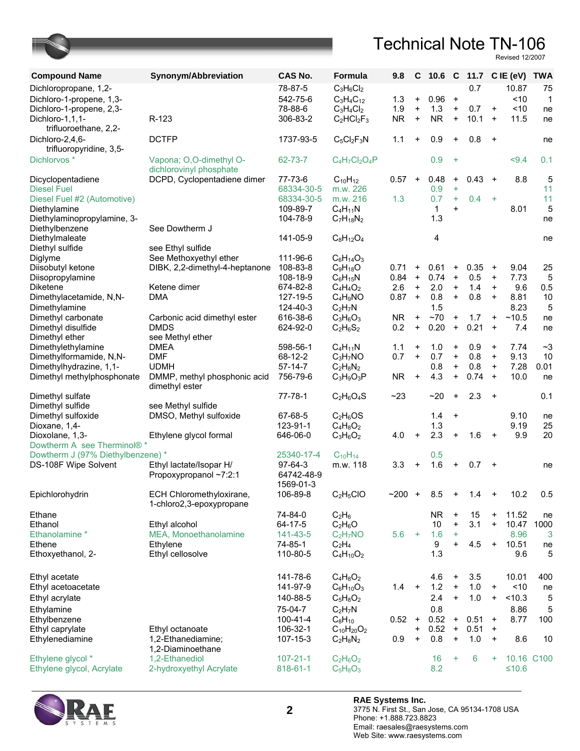| Compound Name | Synonym/Abbreviation | CAS No. | Formula | 9.8 | C | 10.6 | C | 11.7 | C | IE (eV) | TWA |
|---|---|---|---|---|---|---|---|---|---|---|---|
| Dichloropropane, 1,2- | | 78-87-5 | $C_3H_6Cl_2$ | | | | | 0.7 | | 10.87 | 75 |
| Dichloro-1-propene, 1,3- | | 542-75-6 | $C_3H_4C_{12}$ | 1.3 | + | 0.96 | + | | | <10 | 1 |
| Dichloro-1-propene, 2,3- | | 78-88-6 | $C_3H_4Cl_2$ | 1.9 | + | 1.3 | + | 0.7 | + | <10 | ne |
| Dichloro-1,1,1-trifluoroethane, 2,2- | R-123 | 306-83-2 | $C_2HCl_2F_3$ | NR | + | NR | + | 10.1 | + | 11.5 | ne |
| Dichloro-2,4,6-trifluoropyridine, 3,5- | DCTFP | 1737-93-5 | $C_5Cl_2F_3N$ | 1.1 | + | 0.9 | + | 0.8 | + | | ne |
| Dichlorvos * | Vapona; O,O-dimethyl O-dichlorovinyl phosphate | 62-73-7 | $C_4H_7Cl_2O_4P$ | | | 0.9 | + | | | <9.4 | 0.1 |
| Dicyclopentadiene | DCPD, Cyclopentadiene dimer | 77-73-6 | $C_{10}H_{12}$ | 0.57 | + | 0.48 | + | 0.43 | + | 8.8 | 5 |
| Diesel Fuel | | 68334-30-5 | m.w. 226 | | | 0.9 | + | | | | 11 |
| Diesel Fuel #2 (Automotive) | | 68334-30-5 | m.w. 216 | 1.3 | | 0.7 | + | 0.4 | + | | 11 |
| Diethylamine | | 109-89-7 | $C_4H_{11}N$ | | | 1 | + | | | 8.01 | 5 |
| Diethylaminopropylamine, 3- | | 104-78-9 | $C_7H_{18}N_2$ | | | 1.3 | | | | | ne |
| Diethylbenzene | See Dowtherm J | | | | | | | | | | |
| Diethylmaleate | | 141-05-9 | $C_8H_{12}O_4$ | | | 4 | | | | | ne |
| Diethyl sulfide | see Ethyl sulfide | | | | | | | | | | |
| Diglyme | See Methoxyethyl ether | 111-96-6 | $C_6H_{14}O_3$ | | | | | | | | |
| Diisobutyl ketone | DIBK, 2,2-dimethyl-4-heptanone | 108-83-8 | $C_9H_{18}O$ | 0.71 | + | 0.61 | + | 0.35 | + | 9.04 | 25 |
| Diisopropylamine | | 108-18-9 | $C_6H_{15}N$ | 0.84 | + | 0.74 | + | 0.5 | + | 7.73 | 5 |
| Diketene | Ketene dimer | 674-82-8 | $C_4H_4O_2$ | 2.6 | + | 2.0 | + | 1.4 | + | 9.6 | 0.5 |
| Dimethylacetamide, N,N- | DMA | 127-19-5 | $C_4H_9NO$ | 0.87 | + | 0.8 | + | 0.8 | + | 8.81 | 10 |
| Dimethylamine | | 124-40-3 | $C_2H_7N$ | | | 1.5 | | | | 8.23 | 5 |
| Dimethyl carbonate | Carbonic acid dimethyl ester | 616-38-6 | $C_3H_6O_3$ | NR | + | ~70 | + | 1.7 | + | ~10.5 | ne |
| Dimethyl disulfide | DMDS | 624-92-0 | $C_2H_6S_2$ | 0.2 | + | 0.20 | + | 0.21 | + | 7.4 | ne |
| Dimethyl ether | see Methyl ether | | | | | | | | | | |
| Dimethylethylamine | DMEA | 598-56-1 | $C_4H_{11}N$ | 1.1 | + | 1.0 | + | 0.9 | + | 7.74 | ~3 |
| Dimethylformamide, N,N- | DMF | 68-12-2 | $C_3H_7NO$ | 0.7 | + | 0.7 | + | 0.8 | + | 9.13 | 10 |
| Dimethylhydrazine, 1,1- | UDMH | 57-14-7 | $C_2H_8N_2$ | | | 0.8 | + | 0.8 | + | 7.28 | 0.01 |
| Dimethyl methylphosphonate | DMMP, methyl phosphonic acid dimethyl ester | 756-79-6 | $C_3H_9O_3P$ | NR | + | 4.3 | + | 0.74 | + | 10.0 | ne |
| Dimethyl sulfate | | 77-78-1 | $C_2H_6O_4S$ | ~23 | | ~20 | + | 2.3 | + | | 0.1 |
| Dimethyl sulfide | see Methyl sulfide | | | | | | | | | | |
| Dimethyl sulfoxide | DMSO, Methyl sulfoxide | 67-68-5 | $C_2H_6OS$ | | | 1.4 | + | | | 9.10 | ne |
| Dioxane, 1,4- | | 123-91-1 | $C_4H_8O_2$ | | | 1.3 | | | | 9.19 | 25 |
| Dioxolane, 1,3- | Ethylene glycol formal | 646-06-0 | $C_3H_6O_2$ | 4.0 | + | 2.3 | + | 1.6 | + | 9.9 | 20 |
| Dowtherm A see Therminol® * | | | | | | | | | | | |
| Dowtherm J (97% Diethylbenzene) * | | 25340-17-4 | $C_{10}H_{14}$ | | | 0.5 | | | | | |
| DS-108F Wipe Solvent | Ethyl lactate/Isopar H/ Propoxypropanol ~7:2:1 | 97-64-3 64742-48-9 1569-01-3 | m.w. 118 | 3.3 | + | 1.6 | + | 0.7 | + | | ne |
| Epichlorohydrin | ECH Chloromethyloxirane, 1-chloro2,3-epoxypropane | 106-89-8 | $C_2H_5ClO$ | ~200 | + | 8.5 | + | 1.4 | + | 10.2 | 0.5 |
| Ethane | | 74-84-0 | $C_2H_6$ | | | NR | + | 15 | + | 11.52 | ne |
| Ethanol | Ethyl alcohol | 64-17-5 | $C_2H_6O$ | | | 10 | + | 3.1 | + | 10.47 | 1000 |
| Ethanolamine * | MEA, Monoethanolamine | 141-43-5 | $C_2H_7NO$ | 5.6 | + | 1.6 | + | | | 8.96 | 3 |
| Ethene | Ethylene | 74-85-1 | $C_2H_4$ | | | 9 | + | 4.5 | + | 10.51 | ne |
| Ethoxyethanol, 2- | Ethyl cellosolve | 110-80-5 | $C_4H_{10}O_2$ | | | 1.3 | | | | 9.6 | 5 |
| Ethyl acetate | | 141-78-6 | $C_4H_8O_2$ | | | 4.6 | + | 3.5 | | 10.01 | 400 |
| Ethyl acetoacetate | | 141-97-9 | $C_6H_{10}O_3$ | 1.4 | + | 1.2 | + | 1.0 | + | <10 | ne |
| Ethyl acrylate | | 140-88-5 | $C_5H_8O_2$ | | | 2.4 | + | 1.0 | + | <10.3 | 5 |
| Ethylamine | | 75-04-7 | $C_2H_7N$ | | | 0.8 | | | | 8.86 | 5 |
| Ethylbenzene | | 100-41-4 | $C_8H_{10}$ | 0.52 | + | 0.52 | + | 0.51 | + | 8.77 | 100 |
| Ethyl caprylate | Ethyl octanoate | 106-32-1 | $C_{10}H_{20}O_2$ | | + | 0.52 | + | 0.51 | + | | |
| Ethylenediamine | 1,2-Ethanediamine; 1,2-Diaminoethane | 107-15-3 | $C_2H_8N_2$ | 0.9 | + | 0.8 | + | 1.0 | + | 8.6 | 10 |
| Ethylene glycol * | 1,2-Ethanediol | 107-21-1 | $C_2H_6O_2$ | | | 16 | + | 6 | + | 10.16 | C100 |
| Ethylene glycol, Acrylate | 2-hydroxyethyl Acrylate | 818-61-1 | $C_5H_8O_3$ | | | 8.2 | | | | ≤10.6 | |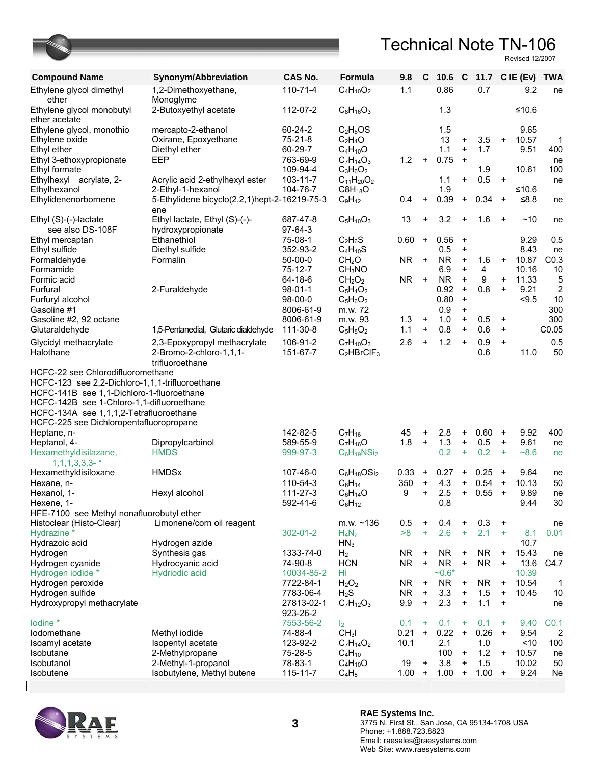| Compound Name | Synonym/Abbreviation | CAS No. | Formula | 9.8 | C | 10.6 | C | 11.7 | C | IE (Ev) | TWA |
|---|---|---|---|---|---|---|---|---|---|---|---|
| Ethylene glycol dimethyl ether | 1,2-Dimethoxyethane, Monoglyme | 110-71-4 | $C_4H_{10}O_2$ | 1.1 | | 0.86 | | 0.7 | | 9.2 | ne |
| Ethylene glycol monobutyl ether acetate | 2-Butoxyethyl acetate | 112-07-2 | $C_8H_{16}O_3$ | | | 1.3 | | | | ≤10.6 | |
| Ethylene glycol, monothio | mercapto-2-ethanol | 60-24-2 | $C_2H_6OS$ | | | 1.5 | | | | 9.65 | |
| Ethylene oxide | Oxirane, Epoxyethane | 75-21-8 | $C_2H_4O$ | | | 13 | + | 3.5 | + | 10.57 | 1 |
| Ethyl ether | Diethyl ether | 60-29-7 | $C_4H_{10}O$ | | | 1.1 | + | 1.7 | | 9.51 | 400 |
| Ethyl 3-ethoxypropionate | EEP | 763-69-9 | $C_7H_{14}O_3$ | 1.2 | + | 0.75 | + | | | | ne |
| Ethyl formate | | 109-94-4 | $C_3H_6O_2$ | | | | | 1.9 | | 10.61 | 100 |
| Ethylhexyl acrylate, 2- | Acrylic acid 2-ethylhexyl ester | 103-11-7 | $C_{11}H_{20}O_2$ | | | 1.1 | + | 0.5 | + | | ne |
| Ethylhexanol | 2-Ethyl-1-hexanol | 104-76-7 | $C_8H_{18}O$ | | | 1.9 | | | | ≤10.6 | |
| Ethylidenenorbornene | 5-Ethylidene bicyclo(2,2,1)hept-2-ene | 16219-75-3 | $C_9H_{12}$ | 0.4 | + | 0.39 | + | 0.34 | + | ≤8.8 | ne |
| Ethyl (S)-(-)-lactate see also DS-108F | Ethyl lactate, Ethyl (S)-(-)-hydroxypropionate | 687-47-8 97-64-3 | $C_5H_{10}O_3$ | 13 | + | 3.2 | + | 1.6 | + | ~10 | ne |
| Ethyl mercaptan | Ethanethiol | 75-08-1 | $C_2H_6S$ | 0.60 | + | 0.56 | + | | | 9.29 | 0.5 |
| Ethyl sulfide | Diethyl sulfide | 352-93-2 | $C_4H_{10}S$ | | | 0.5 | + | | | 8.43 | ne |
| Formaldehyde | Formalin | 50-00-0 | $CH_2O$ | NR | + | NR | + | 1.6 | + | 10.87 | C0.3 |
| Formamide | | 75-12-7 | $CH_3NO$ | | | 6.9 | + | 4 | | 10.16 | 10 |
| Formic acid | | 64-18-6 | $CH_2O_2$ | NR | + | NR | + | 9 | + | 11.33 | 5 |
| Furfural | 2-Furaldehyde | 98-01-1 | $C_5H_4O_2$ | | | 0.92 | + | 0.8 | + | 9.21 | 2 |
| Furfuryl alcohol | | 98-00-0 | $C_5H_6O_2$ | | | 0.80 | + | | | <9.5 | 10 |
| Gasoline #1 | | 8006-61-9 | m.w. 72 | | | 0.9 | + | | | | 300 |
| Gasoline #2, 92 octane | | 8006-61-9 | m.w. 93 | 1.3 | + | 1.0 | + | 0.5 | + | | 300 |
| Glutaraldehyde | 1,5-Pentanedial, Glutaric dialdehyde | 111-30-8 | $C_5H_8O_2$ | 1.1 | + | 0.8 | + | 0.6 | + | | C0.05 |
| Glycidyl methacrylate | 2,3-Epoxypropyl methacrylate | 106-91-2 | $C_7H_{10}O_3$ | 2.6 | + | 1.2 | + | 0.9 | + | | 0.5 |
| Halothane | 2-Bromo-2-chloro-1,1,1-trifluoroethane | 151-67-7 | $C_2HBrClF_3$ | | | | | 0.6 | | 11.0 | 50 |
| HCFC-22 see Chlorodifluoromethane | | | | | | | | | | | |
| HCFC-123 see 2,2-Dichloro-1,1,1-trifluoroethane | | | | | | | | | | | |
| HCFC-141B see 1,1-Dichloro-1-fluoroethane | | | | | | | | | | | |
| HCFC-142B see 1-Chloro-1,1-difluoroethane | | | | | | | | | | | |
| HCFC-134A see 1,1,1,2-Tetrafluoroethane | | | | | | | | | | | |
| HCFC-225 see Dichloropentafluoropropane | | | | | | | | | | | |
| Heptane, n- | | 142-82-5 | $C_7H_{16}$ | 45 | + | 2.8 | + | 0.60 | + | 9.92 | 400 |
| Heptanol, 4- | Dipropylcarbinol | 589-55-9 | $C_7H_{16}O$ | 1.8 | + | 1.3 | + | 0.5 | + | 9.61 | ne |
| Hexamethyldisilazane, 1,1,1,3,3,3- * | HMDS | 999-97-3 | $C_6H_{19}NSi_2$ | | | 0.2 | + | 0.2 | + | ~8.6 | ne |
| Hexamethyldisiloxane | HMDSx | 107-46-0 | $C_6H_{18}OSi_2$ | 0.33 | + | 0.27 | + | 0.25 | + | 9.64 | ne |
| Hexane, n- | | 110-54-3 | $C_6H_{14}$ | 350 | + | 4.3 | + | 0.54 | + | 10.13 | 50 |
| Hexanol, 1- | Hexyl alcohol | 111-27-3 | $C_6H_{14}O$ | 9 | + | 2.5 | + | 0.55 | + | 9.89 | ne |
| Hexene, 1- | | 592-41-6 | $C_6H_{12}$ | | | 0.8 | | | | 9.44 | 30 |
| HFE-7100 see Methyl nonafluorobutyl ether | | | | | | | | | | | |
| Histoclear (Histo-Clear) | Limonene/corn oil reagent | | m.w. ~136 | 0.5 | + | 0.4 | + | 0.3 | + | | ne |
| Hydrazine * | | 302-01-2 | $H_4N_2$ | >8 | + | 2.6 | + | 2.1 | + | 8.1 | 0.01 |
| Hydrazoic acid | Hydrogen azide | | $HN_3$ | | | | | | | 10.7 | |
| Hydrogen | Synthesis gas | 1333-74-0 | $H_2$ | NR | + | NR | + | NR | + | 15.43 | ne |
| Hydrogen cyanide | Hydrocyanic acid | 74-90-8 | HCN | NR | + | NR | + | NR | + | 13.6 | C4.7 |
| Hydrogen iodide * | Hydriodic acid | 10034-85-2 | HI | | | ~0.6* | | | | 10.39 | |
| Hydrogen peroxide | | 7722-84-1 | $H_2O_2$ | NR | + | NR | + | NR | + | 10.54 | 1 |
| Hydrogen sulfide | | 7783-06-4 | $H_2S$ | NR | + | 3.3 | + | 1.5 | + | 10.45 | 10 |
| Hydroxypropyl methacrylate | | 27813-02-1 923-26-2 | $C_7H_{12}O_3$ | 9.9 | + | 2.3 | + | 1.1 | + | | ne |
| Iodine * | | 7553-56-2 | $I_2$ | 0.1 | + | 0.1 | + | 0.1 | + | 9.40 | C0.1 |
| Iodomethane | Methyl iodide | 74-88-4 | $CH_3I$ | 0.21 | + | 0.22 | + | 0.26 | + | 9.54 | 2 |
| Isoamyl acetate | Isopentyl acetate | 123-92-2 | $C_7H_{14}O_2$ | 10.1 | | 2.1 | | 1.0 | | <10 | 100 |
| Isobutane | 2-Methylpropane | 75-28-5 | $C_4H_{10}$ | | | 100 | + | 1.2 | + | 10.57 | ne |
| Isobutanol | 2-Methyl-1-propanol | 78-83-1 | $C_4H_{10}O$ | 19 | + | 3.8 | + | 1.5 | | 10.02 | 50 |
| Isobutene | Isobutylene, Methyl butene | 115-11-7 | $C_4H_8$ | 1.00 | + | 1.00 | + | 1.00 | + | 9.24 | Ne |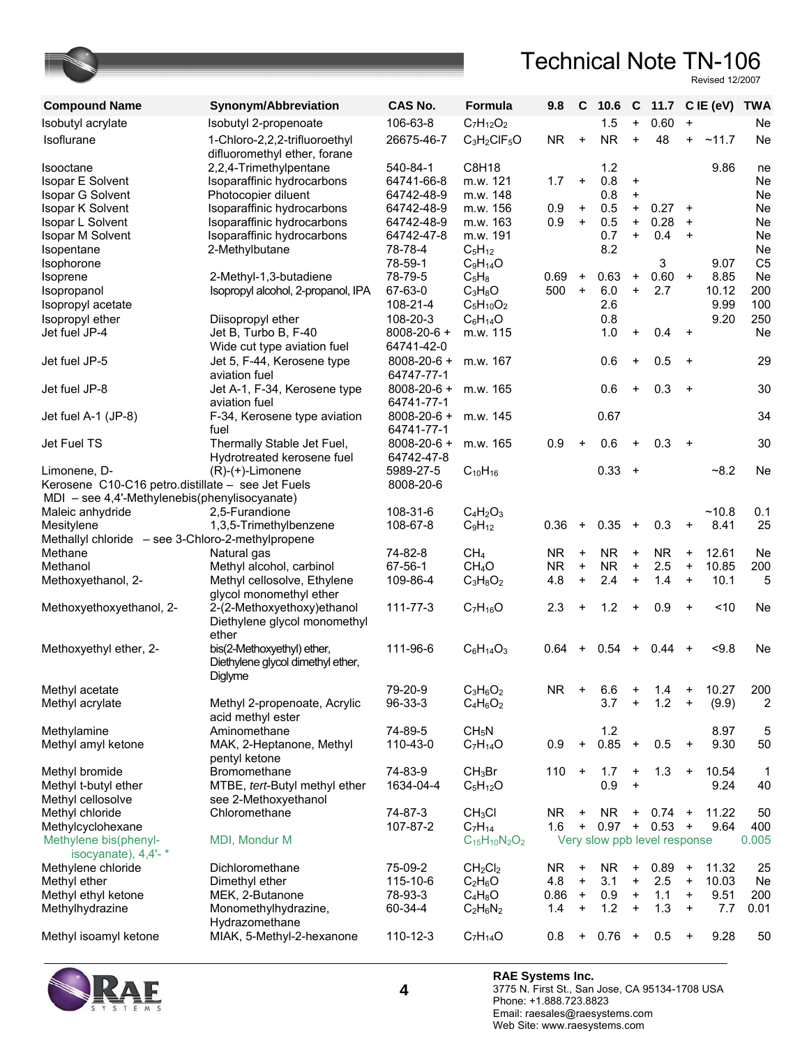| Compound Name | Synonym/Abbreviation | CAS No. | Formula | 9.8 | C | 10.6 | C | 11.7 | C | IE (eV) | TWA |
|---|---|---|---|---|---|---|---|---|---|---|---|
| Isobutyl acrylate | Isobutyl 2-propenoate | 106-63-8 | $C_7H_{12}O_2$ | | | 1.5 | + | 0.60 | + | | Ne |
| Isoflurane | 1-Chloro-2,2,2-trifluoroethyl difluoromethyl ether, forane | 26675-46-7 | $C_3H_2ClF_5O$ | NR | + | NR | + | 48 | + | ~11.7 | Ne |
| Isooctane | 2,2,4-Trimethylpentane | 540-84-1 | C8H18 | | | 1.2 | | | | 9.86 | ne |
| Isopar E Solvent | Isoparaffinic hydrocarbons | 64741-66-8 | m.w. 121 | 1.7 | + | 0.8 | + | | | | Ne |
| Isopar G Solvent | Photocopier diluent | 64742-48-9 | m.w. 148 | | | 0.8 | + | | | | Ne |
| Isopar K Solvent | Isoparaffinic hydrocarbons | 64742-48-9 | m.w. 156 | 0.9 | + | 0.5 | + | 0.27 | + | | Ne |
| Isopar L Solvent | Isoparaffinic hydrocarbons | 64742-48-9 | m.w. 163 | 0.9 | + | 0.5 | + | 0.28 | + | | Ne |
| Isopar M Solvent | Isoparaffinic hydrocarbons | 64742-47-8 | m.w. 191 | | | 0.7 | + | 0.4 | + | | Ne |
| Isopentane | 2-Methylbutane | 78-78-4 | $C_5H_{12}$ | | | 8.2 | | | | | Ne |
| Isophorone | | 78-59-1 | $C_9H_{14}O$ | | | | | 3 | | 9.07 | C5 |
| Isoprene | 2-Methyl-1,3-butadiene | 78-79-5 | $C_5H_8$ | 0.69 | + | 0.63 | + | 0.60 | + | 8.85 | Ne |
| Isopropanol | Isopropyl alcohol, 2-propanol, IPA | 67-63-0 | $C_3H_8O$ | 500 | + | 6.0 | + | 2.7 | | 10.12 | 200 |
| Isopropyl acetate | | 108-21-4 | $C_5H_{10}O_2$ | | | 2.6 | | | | 9.99 | 100 |
| Isopropyl ether | Diisopropyl ether | 108-20-3 | $C_6H_{14}O$ | | | 0.8 | | | | 9.20 | 250 |
| Jet fuel JP-4 | Jet B, Turbo B, F-40 Wide cut type aviation fuel | 8008-20-6 + 64741-42-0 | m.w. 115 | | | 1.0 | + | 0.4 | + | | Ne |
| Jet fuel JP-5 | Jet 5, F-44, Kerosene type aviation fuel | 8008-20-6 + 64747-77-1 | m.w. 167 | | | 0.6 | + | 0.5 | + | | 29 |
| Jet fuel JP-8 | Jet A-1, F-34, Kerosene type aviation fuel | 8008-20-6 + 64741-77-1 | m.w. 165 | | | 0.6 | + | 0.3 | + | | 30 |
| Jet fuel A-1 (JP-8) | F-34, Kerosene type aviation fuel | 8008-20-6 + 64741-77-1 | m.w. 145 | | | 0.67 | | | | | 34 |
| Jet Fuel TS | Thermally Stable Jet Fuel, Hydrotreated kerosene fuel | 8008-20-6 + 64742-47-8 | m.w. 165 | 0.9 | + | 0.6 | + | 0.3 | + | | 30 |
| Limonene, D- | (R)-(+)-Limonene | 5989-27-5 | $C_{10}H_{16}$ | | | 0.33 | + | | | ~8.2 | Ne |
| Kerosene C10-C16 petro.distillate – see Jet Fuels | | 8008-20-6 | | | | | | | | | |
| MDI – see 4,4'-Methylenebis(phenylisocyanate) | | | | | | | | | | | |
| Maleic anhydride | 2,5-Furandione | 108-31-6 | $C_4H_2O_3$ | | | | | | | ~10.8 | 0.1 |
| Mesitylene | 1,3,5-Trimethylbenzene | 108-67-8 | $C_9H_{12}$ | 0.36 | + | 0.35 | + | 0.3 | + | 8.41 | 25 |
| Methallyl chloride – see 3-Chloro-2-methylpropene | | | | | | | | | | | |
| Methane | Natural gas | 74-82-8 | $CH_4$ | NR | + | NR | + | NR | + | 12.61 | Ne |
| Methanol | Methyl alcohol, carbinol | 67-56-1 | $CH_4O$ | NR | + | NR | + | 2.5 | + | 10.85 | 200 |
| Methoxyethanol, 2- | Methyl cellosolve, Ethylene glycol monomethyl ether | 109-86-4 | $C_3H_8O_2$ | 4.8 | + | 2.4 | + | 1.4 | + | 10.1 | 5 |
| Methoxyethoxyethanol, 2- | 2-(2-Methoxyethoxy)ethanol Diethylene glycol monomethyl ether | 111-77-3 | $C_7H_{16}O$ | 2.3 | + | 1.2 | + | 0.9 | + | <10 | Ne |
| Methoxyethyl ether, 2- | bis(2-Methoxyethyl) ether, Diethylene glycol dimethyl ether, Diglyme | 111-96-6 | $C_6H_{14}O_3$ | 0.64 | + | 0.54 | + | 0.44 | + | <9.8 | Ne |
| Methyl acetate | | 79-20-9 | $C_3H_6O_2$ | NR | + | 6.6 | + | 1.4 | + | 10.27 | 200 |
| Methyl acrylate | Methyl 2-propenoate, Acrylic acid methyl ester | 96-33-3 | $C_4H_6O_2$ | | | 3.7 | + | 1.2 | + | (9.9) | 2 |
| Methylamine | Aminomethane | 74-89-5 | $CH_5N$ | | | 1.2 | | | | 8.97 | 5 |
| Methyl amyl ketone | MAK, 2-Heptanone, Methyl pentyl ketone | 110-43-0 | $C_7H_{14}O$ | 0.9 | + | 0.85 | + | 0.5 | + | 9.30 | 50 |
| Methyl bromide | Bromomethane | 74-83-9 | $CH_3Br$ | 110 | + | 1.7 | + | 1.3 | + | 10.54 | 1 |
| Methyl t-butyl ether | MTBE, *tert*-Butyl methyl ether | 1634-04-4 | $C_5H_{12}O$ | | | 0.9 | + | | | 9.24 | 40 |
| Methyl cellosolve | see 2-Methoxyethanol | | | | | | | | | | |
| Methyl chloride | Chloromethane | 74-87-3 | $CH_3Cl$ | NR | + | NR | + | 0.74 | + | 11.22 | 50 |
| Methylcyclohexane | | 107-87-2 | $C_7H_{14}$ | 1.6 | + | 0.97 | + | 0.53 | + | 9.64 | 400 |
| Methylene bis(phenyl-isocyanate), 4,4'- * | MDI, Mondur M | | $C_{15}H_{10}N_2O_2$ | Very slow ppb level response | | | | | | | 0.005 |
| Methylene chloride | Dichloromethane | 75-09-2 | $CH_2Cl_2$ | NR | + | NR | + | 0.89 | + | 11.32 | 25 |
| Methyl ether | Dimethyl ether | 115-10-6 | $C_2H_6O$ | 4.8 | + | 3.1 | + | 2.5 | + | 10.03 | Ne |
| Methyl ethyl ketone | MEK, 2-Butanone | 78-93-3 | $C_4H_8O$ | 0.86 | + | 0.9 | + | 1.1 | + | 9.51 | 200 |
| Methylhydrazine | Monomethylhydrazine, Hydrazomethane | 60-34-4 | $C_2H_6N_2$ | 1.4 | + | 1.2 | + | 1.3 | + | 7.7 | 0.01 |
| Methyl isoamyl ketone | MIAK, 5-Methyl-2-hexanone | 110-12-3 | $C_7H_{14}O$ | 0.8 | + | 0.76 | + | 0.5 | + | 9.28 | 50 |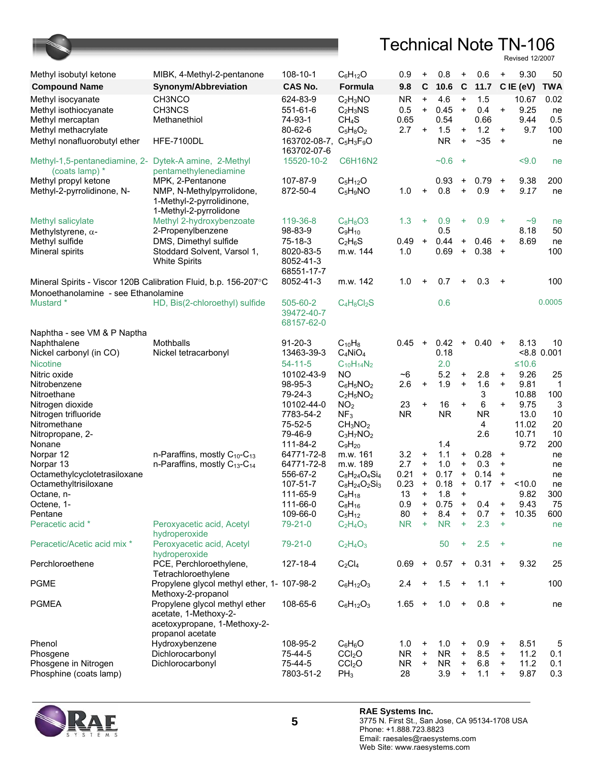# Technical Note TN-106

Revised 12/2007

| Compound Name | Synonym/Abbreviation | CAS No. | Formula | 9.8 | C | 10.6 | C | 11.7 | C | IE (eV) | TWA |
|---|---|---|---|---|---|---|---|---|---|---|---|
| Methyl isobutyl ketone | MIBK, 4-Methyl-2-pentanone | 108-10-1 | $C_6H_{12}O$ | 0.9 | + | 0.8 | + | 0.6 | + | 9.30 | 50 |
| Methyl isocyanate | CH3NCO | 624-83-9 | $C_2H_3NO$ | NR | + | 4.6 | + | 1.5 | | 10.67 | 0.02 |
| Methyl isothiocyanate | CH3NCS | 551-61-6 | $C_2H_3NS$ | 0.5 | + | 0.45 | + | 0.4 | + | 9.25 | ne |
| Methyl mercaptan | Methanethiol | 74-93-1 | $CH_4S$ | 0.65 | | 0.54 | | 0.66 | | 9.44 | 0.5 |
| Methyl methacrylate | | 80-62-6 | $C_5H_8O_2$ | 2.7 | + | 1.5 | + | 1.2 | + | 9.7 | 100 |
| Methyl nonafluorobutyl ether | HFE-7100DL | 163702-08-7, 163702-07-6 | $C_5H_3F_9O$ | | | NR | + | ~35 | + | | ne |
| Methyl-1,5-pentanediamine, 2- (coats lamp) * | Dytek-A amine, 2-Methyl pentamethylenediamine | 15520-10-2 | C6H16N2 | | | ~0.6 | + | | | <9.0 | ne |
| Methyl propyl ketone | MPK, 2-Pentanone | 107-87-9 | $C_5H_{12}O$ | | | 0.93 | + | 0.79 | + | 9.38 | 200 |
| Methyl-2-pyrrolidinone, N- | NMP, N-Methylpyrrolidone, 1-Methyl-2-pyrrolidinone, 1-Methyl-2-pyrrolidone | 872-50-4 | $C_5H_9NO$ | 1.0 | + | 0.8 | + | 0.9 | + | *9.17* | ne |
| Methyl salicylate | Methyl 2-hydroxybenzoate | 119-36-8 | $C_8H_8O_3$ | 1.3 | + | 0.9 | + | 0.9 | + | ~9 | ne |
| Methylstyrene, α- | 2-Propenylbenzene | 98-83-9 | $C_9H_{10}$ | | | 0.5 | | | | 8.18 | 50 |
| Methyl sulfide | DMS, Dimethyl sulfide | 75-18-3 | $C_2H_6S$ | 0.49 | + | 0.44 | + | 0.46 | + | 8.69 | ne |
| Mineral spirits | Stoddard Solvent, Varsol 1, White Spirits | 8020-83-5 8052-41-3 68551-17-7 | m.w. 144 | 1.0 | | 0.69 | + | 0.38 | + | | 100 |
| Mineral Spirits - Viscor 120B Calibration Fluid, b.p. 156-207°C | | 8052-41-3 | m.w. 142 | 1.0 | + | 0.7 | + | 0.3 | + | | 100 |
| Monoethanolamine - see Ethanolamine | | | | | | | | | | | |
| Mustard * | HD, Bis(2-chloroethyl) sulfide | 505-60-2 39472-40-7 68157-62-0 | $C_4H_8Cl_2S$ | | | 0.6 | | | | | 0.0005 |
| Naphtha - see VM & P Naptha | | | | | | | | | | | |
| Naphthalene | Mothballs | 91-20-3 | $C_{10}H_8$ | 0.45 | + | 0.42 | + | 0.40 | + | 8.13 | 10 |
| Nickel carbonyl (in CO) | Nickel tetracarbonyl | 13463-39-3 | $C_4NiO_4$ | | | 0.18 | | | | <8.8 | 0.001 |
| Nicotine | | 54-11-5 | $C_{10}H_{14}N_2$ | | | 2.0 | | | | ≤10.6 | |
| Nitric oxide | | 10102-43-9 | NO | ~6 | | 5.2 | + | 2.8 | + | 9.26 | 25 |
| Nitrobenzene | | 98-95-3 | $C_6H_5NO_2$ | 2.6 | + | 1.9 | + | 1.6 | + | 9.81 | 1 |
| Nitroethane | | 79-24-3 | $C_2H_5NO_2$ | | | | | 3 | | 10.88 | 100 |
| Nitrogen dioxide | | 10102-44-0 | $NO_2$ | 23 | + | 16 | + | 6 | + | 9.75 | 3 |
| Nitrogen trifluoride | | 7783-54-2 | $NF_3$ | NR | | NR | | NR | | 13.0 | 10 |
| Nitromethane | | 75-52-5 | $CH_3NO_2$ | | | | | 4 | | 11.02 | 20 |
| Nitropropane, 2- | | 79-46-9 | $C_3H_7NO_2$ | | | | | 2.6 | | 10.71 | 10 |
| Nonane | | 111-84-2 | $C_9H_{20}$ | | | 1.4 | | | | 9.72 | 200 |
| Norpar 12 | n-Paraffins, mostly $C_{10}$-$C_{13}$ | 64771-72-8 | m.w. 161 | 3.2 | + | 1.1 | + | 0.28 | + | | ne |
| Norpar 13 | n-Paraffins, mostly $C_{13}$-$C_{14}$ | 64771-72-8 | m.w. 189 | 2.7 | + | 1.0 | + | 0.3 | + | | ne |
| Octamethylcyclotetrasiloxane | | 556-67-2 | $C_8H_{24}O_4Si_4$ | 0.21 | + | 0.17 | + | 0.14 | + | | ne |
| Octamethyltrisiloxane | | 107-51-7 | $C_8H_{24}O_2Si_3$ | 0.23 | + | 0.18 | + | 0.17 | + | <10.0 | ne |
| Octane, n- | | 111-65-9 | $C_8H_{18}$ | 13 | + | 1.8 | + | | | 9.82 | 300 |
| Octene, 1- | | 111-66-0 | $C_8H_{16}$ | 0.9 | + | 0.75 | + | 0.4 | + | 9.43 | 75 |
| Pentane | | 109-66-0 | $C_5H_{12}$ | 80 | + | 8.4 | + | 0.7 | + | 10.35 | 600 |
| Peracetic acid * | Peroxyacetic acid, Acetyl hydroperoxide | 79-21-0 | $C_2H_4O_3$ | NR | + | NR | + | 2.3 | + | | ne |
| Peracetic/Acetic acid mix * | Peroxyacetic acid, Acetyl hydroperoxide | 79-21-0 | $C_2H_4O_3$ | | | 50 | + | 2.5 | + | | ne |
| Perchloroethene | PCE, Perchloroethylene, Tetrachloroethylene | 127-18-4 | $C_2Cl_4$ | 0.69 | + | 0.57 | + | 0.31 | + | 9.32 | 25 |
| PGME | Propylene glycol methyl ether, 1-Methoxy-2-propanol | 107-98-2 | $C_6H_{12}O_3$ | 2.4 | + | 1.5 | + | 1.1 | + | | 100 |
| PGMEA | Propylene glycol methyl ether acetate, 1-Methoxy-2-acetoxypropane, 1-Methoxy-2-propanol acetate | 108-65-6 | $C_6H_{12}O_3$ | 1.65 | + | 1.0 | + | 0.8 | + | | ne |
| Phenol | Hydroxybenzene | 108-95-2 | $C_6H_6O$ | 1.0 | + | 1.0 | + | 0.9 | + | 8.51 | 5 |
| Phosgene | Dichlorocarbonyl | 75-44-5 | $CCl_2O$ | NR | + | NR | + | 8.5 | + | 11.2 | 0.1 |
| Phosgene in Nitrogen | Dichlorocarbonyl | 75-44-5 | $CCl_2O$ | NR | + | NR | + | 6.8 | + | 11.2 | 0.1 |
| Phosphine (coats lamp) | | 7803-51-2 | $PH_3$ | 28 | | 3.9 | + | 1.1 | + | 9.87 | 0.3 |

**RAE Systems Inc.**
3775 N. First St., San Jose, CA 95134-1708 USA
Phone: +1.888.723.8823
Email: raesales@raesystems.com
Web Site: www.raesystems.com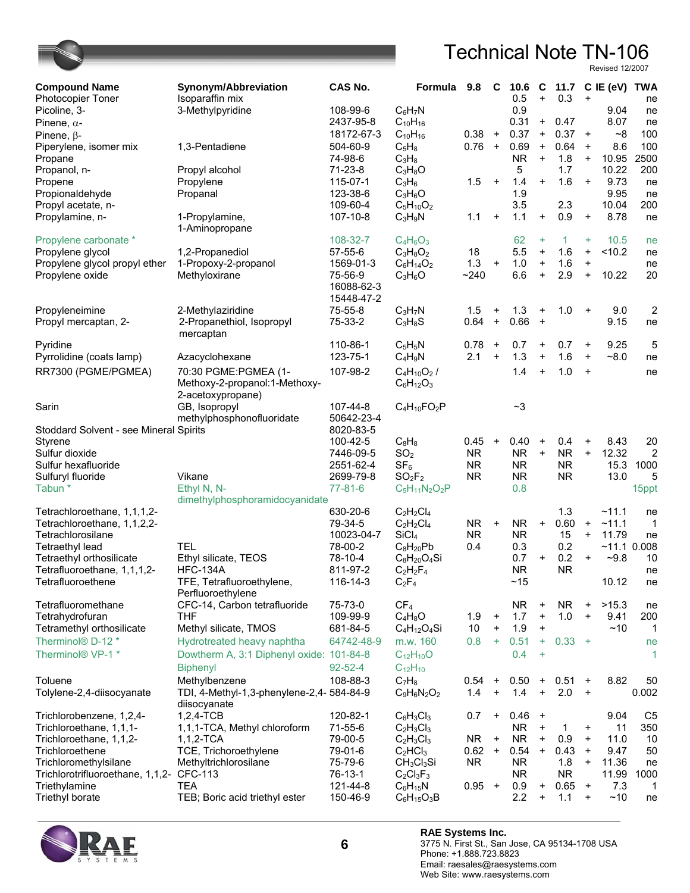# Technical Note TN-106

Revised 12/2007

| Compound Name | Synonym/Abbreviation | CAS No. | Formula | 9.8 | C | 10.6 | C | 11.7 | C | IE (eV) | TWA |
|---|---|---|---|---|---|---|---|---|---|---|---|
| Photocopier Toner | Isoparaffin mix | | | | | 0.5 | + | 0.3 | + | | ne |
| Picoline, 3- | 3-Methylpyridine | 108-99-6 | $C_6H_7N$ | | | 0.9 | | | | 9.04 | ne |
| Pinene, α- | | 2437-95-8 | $C_{10}H_{16}$ | | | 0.31 | + | 0.47 | | 8.07 | ne |
| Pinene, β- | | 18172-67-3 | $C_{10}H_{16}$ | 0.38 | + | 0.37 | + | 0.37 | + | ~8 | 100 |
| Piperylene, isomer mix | 1,3-Pentadiene | 504-60-9 | $C_5H_8$ | 0.76 | + | 0.69 | + | 0.64 | + | 8.6 | 100 |
| Propane | | 74-98-6 | $C_3H_8$ | | | NR | + | 1.8 | + | 10.95 | 2500 |
| Propanol, n- | Propyl alcohol | 71-23-8 | $C_3H_8O$ | | | 5 | | 1.7 | | 10.22 | 200 |
| Propene | Propylene | 115-07-1 | $C_3H_6$ | 1.5 | + | 1.4 | + | 1.6 | + | 9.73 | ne |
| Propionaldehyde | Propanal | 123-38-6 | $C_3H_6O$ | | | 1.9 | | | | 9.95 | ne |
| Propyl acetate, n- | | 109-60-4 | $C_5H_{10}O_2$ | | | 3.5 | | 2.3 | | 10.04 | 200 |
| Propylamine, n- | 1-Propylamine, 1-Aminopropane | 107-10-8 | $C_3H_9N$ | 1.1 | + | 1.1 | + | 0.9 | + | 8.78 | ne |
| Propylene carbonate * | | 108-32-7 | $C_4H_6O_3$ | | | 62 | + | 1 | + | 10.5 | ne |
| Propylene glycol | 1,2-Propanediol | 57-55-6 | $C_3H_8O_2$ | 18 | | 5.5 | + | 1.6 | + | <10.2 | ne |
| Propylene glycol propyl ether | 1-Propoxy-2-propanol | 1569-01-3 | $C_6H_{14}O_2$ | 1.3 | + | 1.0 | + | 1.6 | + | | ne |
| Propylene oxide | Methyloxirane | 75-56-9 16088-62-3 15448-47-2 | $C_3H_6O$ | ~240 | | 6.6 | + | 2.9 | + | 10.22 | 20 |
| Propyleneimine | 2-Methylaziridine | 75-55-8 | $C_3H_7N$ | 1.5 | + | 1.3 | + | 1.0 | + | 9.0 | 2 |
| Propyl mercaptan, 2- | 2-Propanethiol, Isopropyl mercaptan | 75-33-2 | $C_3H_8S$ | 0.64 | + | 0.66 | + | | | 9.15 | ne |
| Pyridine | | 110-86-1 | $C_5H_5N$ | 0.78 | + | 0.7 | + | 0.7 | + | 9.25 | 5 |
| Pyrrolidine (coats lamp) | Azacyclohexane | 123-75-1 | $C_4H_9N$ | 2.1 | + | 1.3 | + | 1.6 | + | ~8.0 | ne |
| RR7300 (PGME/PGMEA) | 70:30 PGME:PGMEA (1-Methoxy-2-propanol:1-Methoxy-2-acetoxypropane) | 107-98-2 | $C_4H_{10}O_2$ / $C_6H_{12}O_3$ | | | 1.4 | + | 1.0 | + | | ne |
| Sarin | GB, Isopropyl methylphosphonofluoridate | 107-44-8 50642-23-4 | $C_4H_{10}FO_2P$ | | | ~3 | | | | | |
| Stoddard Solvent - see Mineral Spirits | | 8020-83-5 | | | | | | | | | |
| Styrene | | 100-42-5 | $C_8H_8$ | 0.45 | + | 0.40 | + | 0.4 | + | 8.43 | 20 |
| Sulfur dioxide | | 7446-09-5 | $SO_2$ | NR | | NR | + | NR | + | 12.32 | 2 |
| Sulfur hexafluoride | | 2551-62-4 | $SF_6$ | NR | | NR | | NR | | 15.3 | 1000 |
| Sulfuryl fluoride | Vikane | 2699-79-8 | $SO_2F_2$ | NR | | NR | | NR | | 13.0 | 5 |
| Tabun * | Ethyl N, N-dimethylphosphoramidocyanidate | 77-81-6 | $C_5H_{11}N_2O_2P$ | | | 0.8 | | | | | 15ppt |
| Tetrachloroethane, 1,1,1,2- | | 630-20-6 | $C_2H_2Cl_4$ | | | | | 1.3 | | ~11.1 | ne |
| Tetrachloroethane, 1,1,2,2- | | 79-34-5 | $C_2H_2Cl_4$ | NR | + | NR | + | 0.60 | + | ~11.1 | 1 |
| Tetrachlorosilane | | 10023-04-7 | $SiCl_4$ | NR | | NR | | 15 | + | 11.79 | ne |
| Tetraethyl lead | TEL | 78-00-2 | $C_8H_{20}Pb$ | 0.4 | | 0.3 | | 0.2 | | ~11.1 | 0.008 |
| Tetraethyl orthosilicate | Ethyl silicate, TEOS | 78-10-4 | $C_8H_{20}O_4Si$ | | | 0.7 | + | 0.2 | + | ~9.8 | 10 |
| Tetrafluoroethane, 1,1,1,2- | HFC-134A | 811-97-2 | $C_2H_2F_4$ | | | NR | | NR | | | ne |
| Tetrafluoroethene | TFE, Tetrafluoroethylene, Perfluoroethylene | 116-14-3 | $C_2F_4$ | | | ~15 | | | | 10.12 | ne |
| Tetrafluoromethane | CFC-14, Carbon tetrafluoride | 75-73-0 | $CF_4$ | | | NR | + | NR | + | >15.3 | ne |
| Tetrahydrofuran | THF | 109-99-9 | $C_4H_8O$ | 1.9 | + | 1.7 | + | 1.0 | + | 9.41 | 200 |
| Tetramethyl orthosilicate | Methyl silicate, TMOS | 681-84-5 | $C_4H_{12}O_4Si$ | 10 | + | 1.9 | + | | | ~10 | 1 |
| Therminol® D-12 * | Hydrotreated heavy naphtha | 64742-48-9 | m.w. 160 | 0.8 | + | 0.51 | + | 0.33 | + | | ne |
| Therminol® VP-1 * | Dowtherm A, 3:1 Diphenyl oxide: Biphenyl | 101-84-8 92-52-4 | $C_{12}H_{10}O$ $C_{12}H_{10}$ | | | 0.4 | + | | | | 1 |
| Toluene | Methylbenzene | 108-88-3 | $C_7H_8$ | 0.54 | + | 0.50 | + | 0.51 | + | 8.82 | 50 |
| Tolylene-2,4-diisocyanate | TDI, 4-Methyl-1,3-phenylene-2,4-diisocyanate | 584-84-9 | $C_9H_6N_2O_2$ | 1.4 | + | 1.4 | + | 2.0 | + | | 0.002 |
| Trichlorobenzene, 1,2,4- | 1,2,4-TCB | 120-82-1 | $C_6H_3Cl_3$ | 0.7 | + | 0.46 | + | | | 9.04 | C5 |
| Trichloroethane, 1,1,1- | 1,1,1-TCA, Methyl chloroform | 71-55-6 | $C_2H_3Cl_3$ | | | NR | + | 1 | + | 11 | 350 |
| Trichloroethane, 1,1,2- | 1,1,2-TCA | 79-00-5 | $C_2H_3Cl_3$ | NR | + | NR | + | 0.9 | + | 11.0 | 10 |
| Trichloroethene | TCE, Trichoroethylene | 79-01-6 | $C_2HCl_3$ | 0.62 | + | 0.54 | + | 0.43 | + | 9.47 | 50 |
| Trichloromethylsilane | Methyltrichlorosilane | 75-79-6 | $CH_3Cl_3Si$ | NR | | NR | | 1.8 | + | 11.36 | ne |
| Trichlorotrifluoroethane, 1,1,2- | CFC-113 | 76-13-1 | $C_2Cl_3F_3$ | | | NR | | NR | | 11.99 | 1000 |
| Triethylamine | TEA | 121-44-8 | $C_6H_{15}N$ | 0.95 | + | 0.9 | + | 0.65 | + | 7.3 | 1 |
| Triethyl borate | TEB; Boric acid triethyl ester | 150-46-9 | $C_6H_{15}O_3B$ | | | 2.2 | + | 1.1 | + | ~10 | ne |

RAE Systems Inc.
3775 N. First St., San Jose, CA 95134-1708 USA
Phone: +1.888.723.8823
Email: raesales@raesystems.com
Web Site: www.raesystems.com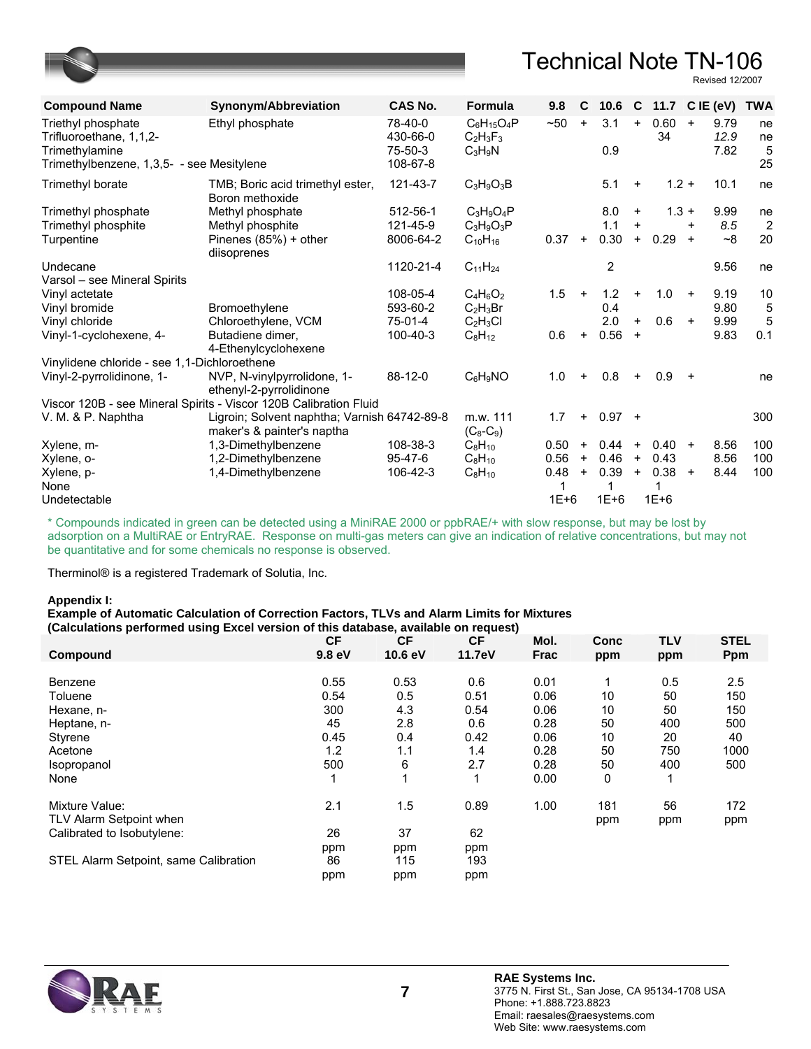| Compound Name | Synonym/Abbreviation | CAS No. | Formula | 9.8 | C | 10.6 | C | 11.7 | C | IE (eV) | TWA |
|---|---|---|---|---|---|---|---|---|---|---|---|
| Triethyl phosphate | Ethyl phosphate | 78-40-0 | $C_6H_{15}O_4P$ | ~50 | + | 3.1 | + | 0.60 | + | 9.79 | ne |
| Trifluoroethane, 1,1,2- | | 430-66-0 | $C_2H_3F_3$ | | | | | 34 | | *12.9* | ne |
| Trimethylamine | | 75-50-3 | $C_3H_9N$ | | | 0.9 | | | | 7.82 | 5 |
| Trimethylbenzene, 1,3,5- - see Mesitylene | | 108-67-8 | | | | | | | | | 25 |
| Trimethyl borate | TMB; Boric acid trimethyl ester, Boron methoxide | 121-43-7 | $C_3H_9O_3B$ | | | 5.1 | + | 1.2 | + | 10.1 | ne |
| Trimethyl phosphate | Methyl phosphate | 512-56-1 | $C_3H_9O_4P$ | | | 8.0 | + | 1.3 | + | 9.99 | ne |
| Trimethyl phosphite | Methyl phosphite | 121-45-9 | $C_3H_9O_3P$ | | | 1.1 | + | | + | *8.5* | 2 |
| Turpentine | Pinenes (85%) + other diisoprenes | 8006-64-2 | $C_{10}H_{16}$ | 0.37 | + | 0.30 | + | 0.29 | + | ~8 | 20 |
| Undecane | | 1120-21-4 | $C_{11}H_{24}$ | | | 2 | | | | 9.56 | ne |
| Varsol – see Mineral Spirits | | | | | | | | | | | |
| Vinyl actetate | | 108-05-4 | $C_4H_6O_2$ | 1.5 | + | 1.2 | + | 1.0 | + | 9.19 | 10 |
| Vinyl bromide | Bromoethylene | 593-60-2 | $C_2H_3Br$ | | | 0.4 | | | | 9.80 | 5 |
| Vinyl chloride | Chloroethylene, VCM | 75-01-4 | $C_2H_3Cl$ | | | 2.0 | + | 0.6 | + | 9.99 | 5 |
| Vinyl-1-cyclohexene, 4- | Butadiene dimer, 4-Ethenylcyclohexene | 100-40-3 | $C_8H_{12}$ | 0.6 | + | 0.56 | + | | | 9.83 | 0.1 |
| Vinylidene chloride - see 1,1-Dichloroethene | | | | | | | | | | | |
| Vinyl-2-pyrrolidinone, 1- | NVP, N-vinylpyrrolidone, 1-ethenyl-2-pyrrolidinone | 88-12-0 | $C_6H_9NO$ | 1.0 | + | 0.8 | + | 0.9 | + | | ne |
| Viscor 120B - see Mineral Spirits - Viscor 120B Calibration Fluid | | | | | | | | | | | |
| V. M. & P. Naphtha | Ligroin; Solvent naphtha; Varnish maker's & painter's naptha | 64742-89-8 | m.w. 111 ($C_8$-$C_9$) | 1.7 | + | 0.97 | + | | | | 300 |
| Xylene, m- | 1,3-Dimethylbenzene | 108-38-3 | $C_8H_{10}$ | 0.50 | + | 0.44 | + | 0.40 | + | 8.56 | 100 |
| Xylene, o- | 1,2-Dimethylbenzene | 95-47-6 | $C_8H_{10}$ | 0.56 | + | 0.46 | + | 0.43 | | 8.56 | 100 |
| Xylene, p- | 1,4-Dimethylbenzene | 106-42-3 | $C_8H_{10}$ | 0.48 | + | 0.39 | + | 0.38 | + | 8.44 | 100 |
| None | | | | 1 | | 1 | | 1 | | | |
| Undetectable | | | | 1E+6 | | 1E+6 | | 1E+6 | | | |

\* Compounds indicated in green can be detected using a MiniRAE 2000 or ppbRAE/+ with slow response, but may be lost by adsorption on a MultiRAE or EntryRAE. Response on multi-gas meters can give an indication of relative concentrations, but may not be quantitative and for some chemicals no response is observed.

Therminol® is a registered Trademark of Solutia, Inc.

**Appendix I:**
**Example of Automatic Calculation of Correction Factors, TLVs and Alarm Limits for Mixtures**
**(Calculations performed using Excel version of this database, available on request)**

| Compound | CF 9.8 eV | CF 10.6 eV | CF 11.7eV | Mol. Frac | Conc ppm | TLV ppm | STEL Ppm |
|---|---|---|---|---|---|---|---|
| Benzene | 0.55 | 0.53 | 0.6 | 0.01 | 1 | 0.5 | 2.5 |
| Toluene | 0.54 | 0.5 | 0.51 | 0.06 | 10 | 50 | 150 |
| Hexane, n- | 300 | 4.3 | 0.54 | 0.06 | 10 | 50 | 150 |
| Heptane, n- | 45 | 2.8 | 0.6 | 0.28 | 50 | 400 | 500 |
| Styrene | 0.45 | 0.4 | 0.42 | 0.06 | 10 | 20 | 40 |
| Acetone | 1.2 | 1.1 | 1.4 | 0.28 | 50 | 750 | 1000 |
| Isopropanol | 500 | 6 | 2.7 | 0.28 | 50 | 400 | 500 |
| None | 1 | 1 | 1 | 0.00 | 0 | 1 | |
| Mixture Value: | 2.1 | 1.5 | 0.89 | 1.00 | 181 ppm | 56 ppm | 172 ppm |
| TLV Alarm Setpoint when Calibrated to Isobutylene: | 26 ppm | 37 ppm | 62 ppm | | | | |
| STEL Alarm Setpoint, same Calibration | 86 ppm | 115 ppm | 193 ppm | | | | |

**RAE Systems Inc.**
3775 N. First St., San Jose, CA 95134-1708 USA
Phone: +1.888.723.8823
Email: raesales@raesystems.com
Web Site: www.raesystems.com